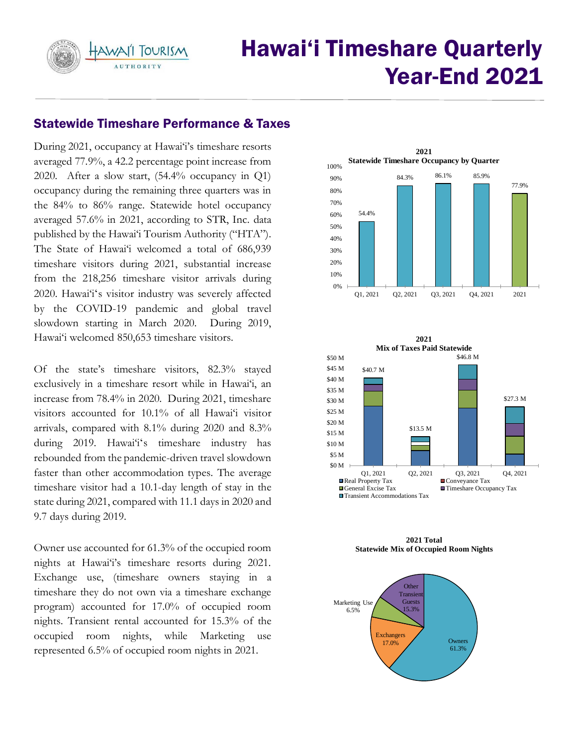# Hawai'i Timeshare Quarterly Year-End 2021

## Statewide Timeshare Performance & Taxes

During 2021, occupancy at Hawai'i's timeshare resorts averaged 77.9%, a 42.2 percentage point increase from 2020. After a slow start, (54.4% occupancy in Q1) occupancy during the remaining three quarters was in the 84% to 86% range. Statewide hotel occupancy averaged 57.6% in 2021, according to STR, Inc. data published by the Hawai'i Tourism Authority ("HTA"). The State of Hawai'i welcomed a total of 686,939 timeshare visitors during 2021, substantial increase from the 218,256 timeshare visitor arrivals during 2020. Hawai'i's visitor industry was severely affected by the COVID-19 pandemic and global travel slowdown starting in March 2020. During 2019, Hawai'i welcomed 850,653 timeshare visitors.

Of the state's timeshare visitors, 82.3% stayed exclusively in a timeshare resort while in Hawai'i, an increase from 78.4% in 2020. During 2021, timeshare visitors accounted for 10.1% of all Hawai'i visitor arrivals, compared with 8.1% during 2020 and 8.3% during 2019. Hawai'i's timeshare industry has rebounded from the pandemic-driven travel slowdown faster than other accommodation types. The average timeshare visitor had a 10.1-day length of stay in the state during 2021, compared with 11.1 days in 2020 and 9.7 days during 2019.

Owner use accounted for 61.3% of the occupied room nights at Hawai'i's timeshare resorts during 2021. Exchange use, (timeshare owners staying in a timeshare they do not own via a timeshare exchange program) accounted for 17.0% of occupied room nights. Transient rental accounted for 15.3% of the occupied room nights, while Marketing use represented 6.5% of occupied room nights in 2021.

**2021 Statewide Timeshare Occupancy by Quarter**

| Period | Occupancy |
|---|---|
| Q1, 2021 | 54.4% |
| Q2, 2021 | 84.3% |
| Q3, 2021 | 86.1% |
| Q4, 2021 | 85.9% |
| 2021 | 77.9% |

**2021 Mix of Taxes Paid Statewide**

| Quarter | Total |
|---|---|
| Q1, 2021 | $40.7 M |
| Q2, 2021 | $13.5 M |
| Q3, 2021 | $46.8 M |
| Q4, 2021 | $27.3 M |

Legend: Real Property Tax, Conveyance Tax, General Excise Tax, Timeshare Occupancy Tax, Transient Accommodations Tax

**2021 Total Statewide Mix of Occupied Room Nights**

| Category | Share |
|---|---|
| Owners | 61.3% |
| Exchangers | 17.0% |
| Other Transient Guests | 15.3% |
| Marketing Use | 6.5% |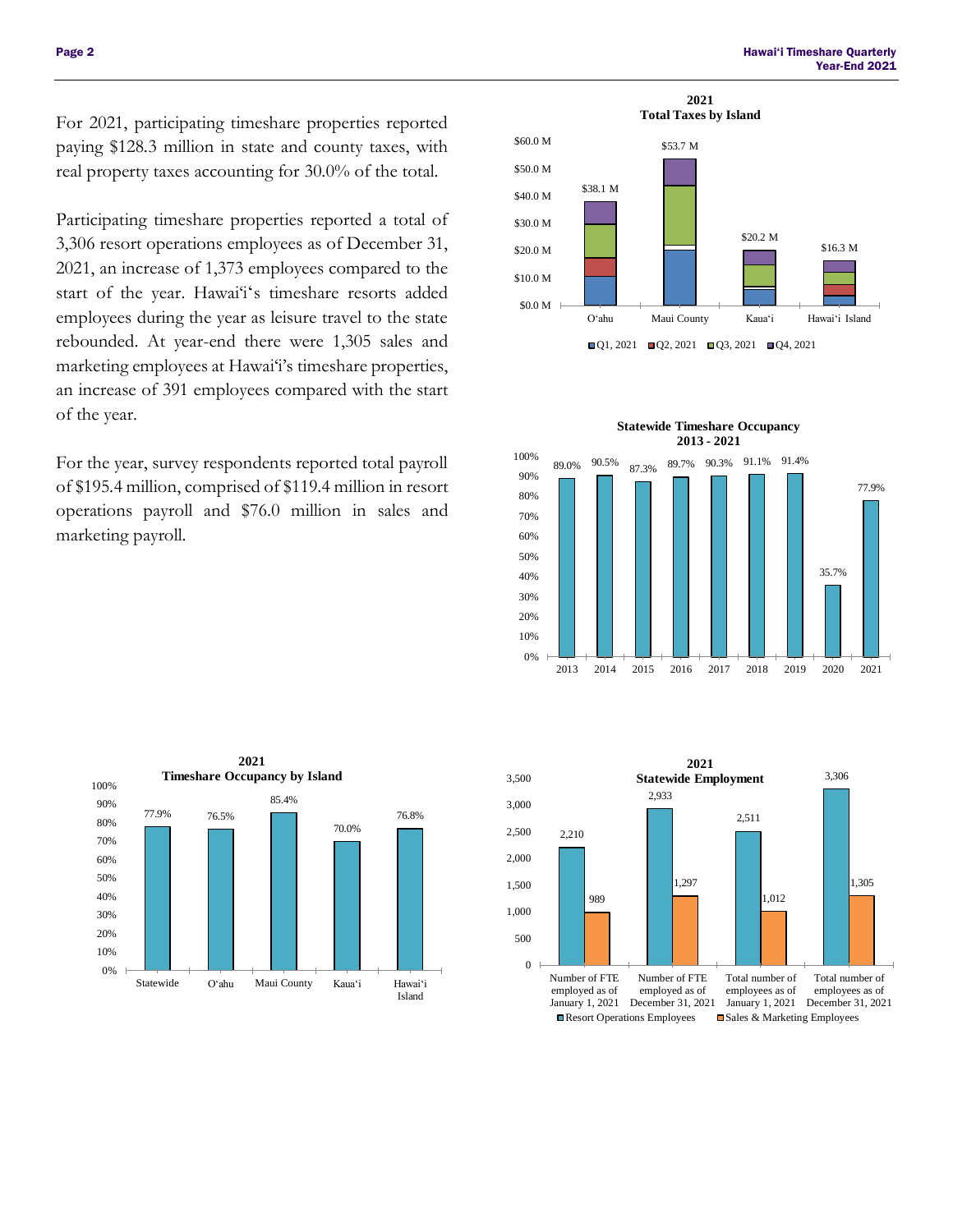For 2021, participating timeshare properties reported paying $128.3 million in state and county taxes, with real property taxes accounting for 30.0% of the total.

Participating timeshare properties reported a total of 3,306 resort operations employees as of December 31, 2021, an increase of 1,373 employees compared to the start of the year. Hawai'i's timeshare resorts added employees during the year as leisure travel to the state rebounded. At year-end there were 1,305 sales and marketing employees at Hawai'i's timeshare properties, an increase of 391 employees compared with the start of the year.

For the year, survey respondents reported total payroll of $195.4 million, comprised of $119.4 million in resort operations payroll and $76.0 million in sales and marketing payroll.

**2021 Total Taxes by Island**

| Island | Total |
| --- | --- |
| O'ahu | $38.1 M |
| Maui County | $53.7 M |
| Kaua'i | $20.2 M |
| Hawai'i Island | $16.3 M |

Q1, 2021 / Q2, 2021 / Q3, 2021 / Q4, 2021

**Statewide Timeshare Occupancy 2013 - 2021**

| Year | Occupancy |
| --- | --- |
| 2013 | 89.0% |
| 2014 | 90.5% |
| 2015 | 87.3% |
| 2016 | 89.7% |
| 2017 | 90.3% |
| 2018 | 91.1% |
| 2019 | 91.4% |
| 2020 | 35.7% |
| 2021 | 77.9% |

**2021 Timeshare Occupancy by Island**

| Island | Occupancy |
| --- | --- |
| Statewide | 77.9% |
| O'ahu | 76.5% |
| Maui County | 85.4% |
| Kaua'i | 70.0% |
| Hawai'i Island | 76.8% |

**2021 Statewide Employment**

| | Resort Operations Employees | Sales & Marketing Employees |
| --- | --- | --- |
| Number of FTE employed as of January 1, 2021 | 2,210 | 989 |
| Number of FTE employed as of December 31, 2021 | 2,933 | 1,297 |
| Total number of employees as of January 1, 2021 | 2,511 | 1,012 |
| Total number of employees as of December 31, 2021 | 3,306 | 1,305 |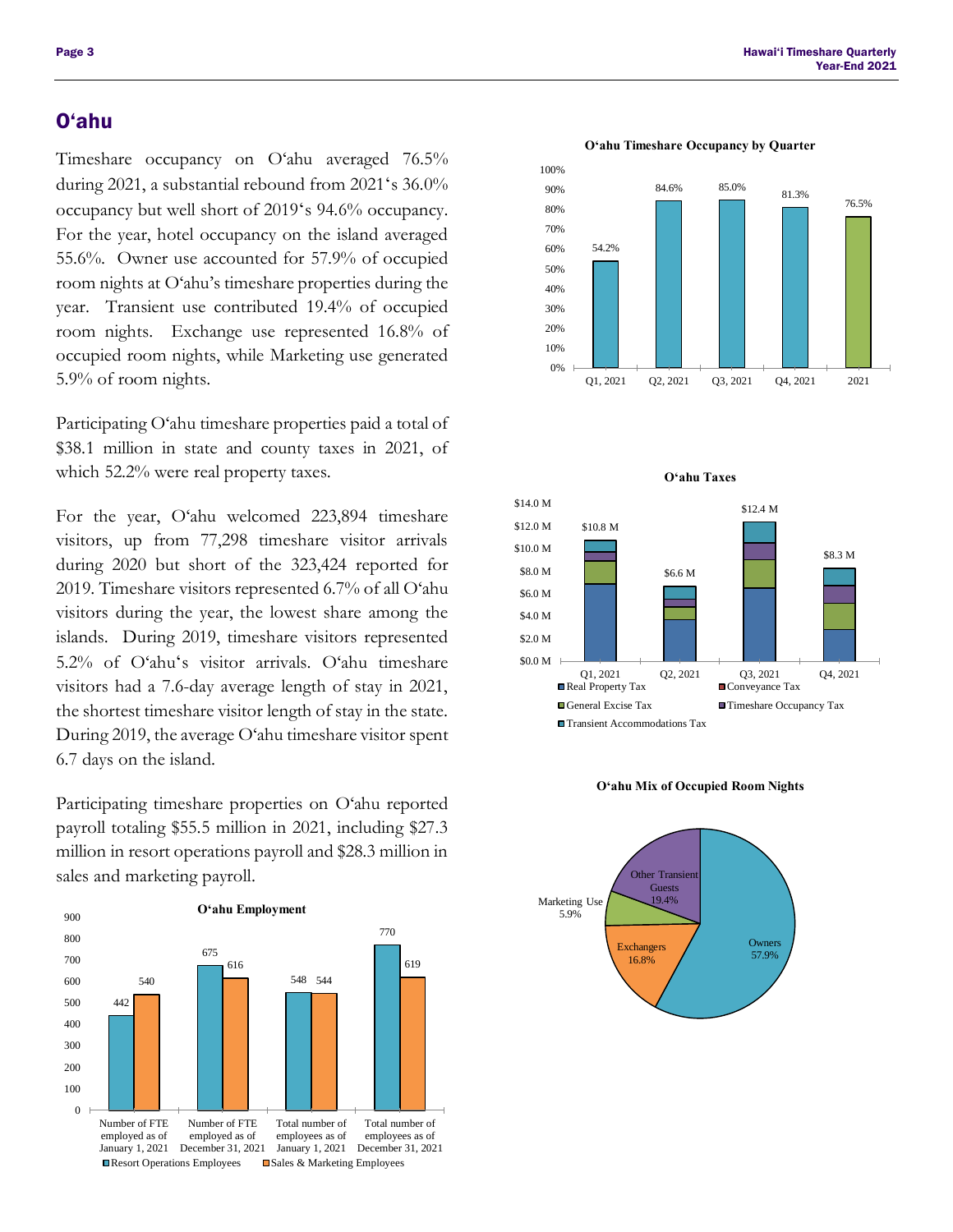## O'ahu

Timeshare occupancy on O'ahu averaged 76.5% during 2021, a substantial rebound from 2021's 36.0% occupancy but well short of 2019's 94.6% occupancy. For the year, hotel occupancy on the island averaged 55.6%. Owner use accounted for 57.9% of occupied room nights at O'ahu's timeshare properties during the year. Transient use contributed 19.4% of occupied room nights. Exchange use represented 16.8% of occupied room nights, while Marketing use generated 5.9% of room nights.

Participating O'ahu timeshare properties paid a total of $38.1 million in state and county taxes in 2021, of which 52.2% were real property taxes.

For the year, O'ahu welcomed 223,894 timeshare visitors, up from 77,298 timeshare visitor arrivals during 2020 but short of the 323,424 reported for 2019. Timeshare visitors represented 6.7% of all O'ahu visitors during the year, the lowest share among the islands. During 2019, timeshare visitors represented 5.2% of O'ahu's visitor arrivals. O'ahu timeshare visitors had a 7.6-day average length of stay in 2021, the shortest timeshare visitor length of stay in the state. During 2019, the average O'ahu timeshare visitor spent 6.7 days on the island.

Participating timeshare properties on O'ahu reported payroll totaling $55.5 million in 2021, including $27.3 million in resort operations payroll and $28.3 million in sales and marketing payroll.

**O'ahu Employment**

| | Resort Operations Employees | Sales & Marketing Employees |
|---|---|---|
| Number of FTE employed as of January 1, 2021 | 442 | 540 |
| Number of FTE employed as of December 31, 2021 | 675 | 616 |
| Total number of employees as of January 1, 2021 | 548 | 544 |
| Total number of employees as of December 31, 2021 | 770 | 619 |

**O'ahu Timeshare Occupancy by Quarter**

| Q1, 2021 | Q2, 2021 | Q3, 2021 | Q4, 2021 | 2021 |
|---|---|---|---|---|
| 54.2% | 84.6% | 85.0% | 81.3% | 76.5% |

**O'ahu Taxes**

| Q1, 2021 | Q2, 2021 | Q3, 2021 | Q4, 2021 |
|---|---|---|---|
| $10.8 M | $6.6 M | $12.4 M | $8.3 M |

Real Property Tax; Conveyance Tax; General Excise Tax; Timeshare Occupancy Tax; Transient Accommodations Tax

**O'ahu Mix of Occupied Room Nights**

| Category | Share |
|---|---|
| Owners | 57.9% |
| Exchangers | 16.8% |
| Marketing Use | 5.9% |
| Other Transient Guests | 19.4% |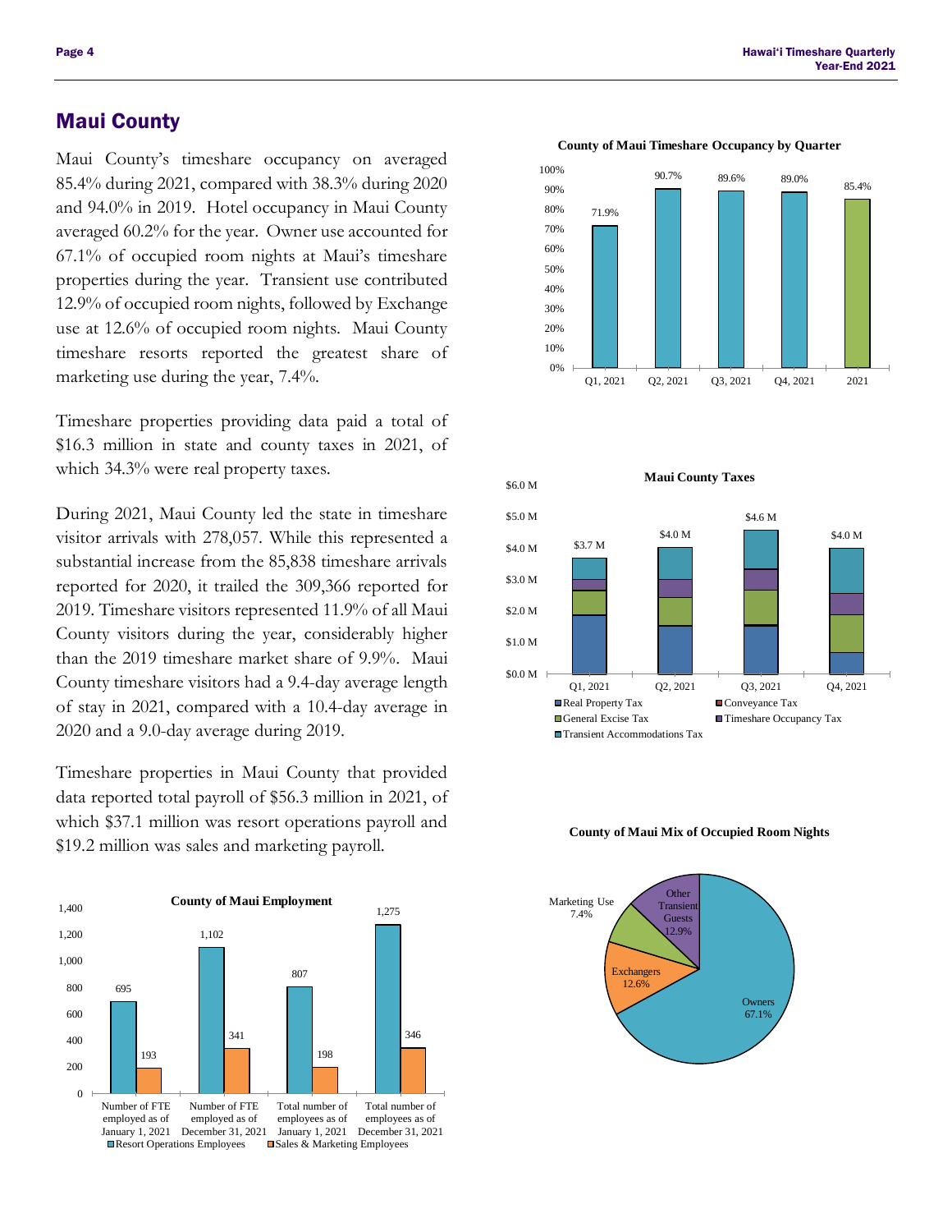## Maui County

Maui County's timeshare occupancy on averaged 85.4% during 2021, compared with 38.3% during 2020 and 94.0% in 2019. Hotel occupancy in Maui County averaged 60.2% for the year. Owner use accounted for 67.1% of occupied room nights at Maui's timeshare properties during the year. Transient use contributed 12.9% of occupied room nights, followed by Exchange use at 12.6% of occupied room nights. Maui County timeshare resorts reported the greatest share of marketing use during the year, 7.4%.

Timeshare properties providing data paid a total of $16.3 million in state and county taxes in 2021, of which 34.3% were real property taxes.

During 2021, Maui County led the state in timeshare visitor arrivals with 278,057. While this represented a substantial increase from the 85,838 timeshare arrivals reported for 2020, it trailed the 309,366 reported for 2019. Timeshare visitors represented 11.9% of all Maui County visitors during the year, considerably higher than the 2019 timeshare market share of 9.9%. Maui County timeshare visitors had a 9.4-day average length of stay in 2021, compared with a 10.4-day average in 2020 and a 9.0-day average during 2019.

Timeshare properties in Maui County that provided data reported total payroll of $56.3 million in 2021, of which $37.1 million was resort operations payroll and $19.2 million was sales and marketing payroll.

**County of Maui Employment**

| | Resort Operations Employees | Sales & Marketing Employees |
|---|---|---|
| Number of FTE employed as of January 1, 2021 | 695 | 193 |
| Number of FTE employed as of December 31, 2021 | 1,102 | 341 |
| Total number of employees as of January 1, 2021 | 807 | 198 |
| Total number of employees as of December 31, 2021 | 1,275 | 346 |

**County of Maui Timeshare Occupancy by Quarter**

| Q1, 2021 | Q2, 2021 | Q3, 2021 | Q4, 2021 | 2021 |
|---|---|---|---|---|
| 71.9% | 90.7% | 89.6% | 89.0% | 85.4% |

**Maui County Taxes**

| Q1, 2021 | Q2, 2021 | Q3, 2021 | Q4, 2021 |
|---|---|---|---|
| $3.7 M | $4.0 M | $4.6 M | $4.0 M |

Real Property Tax; Conveyance Tax; General Excise Tax; Timeshare Occupancy Tax; Transient Accommodations Tax

**County of Maui Mix of Occupied Room Nights**

| Category | Share |
|---|---|
| Owners | 67.1% |
| Exchangers | 12.6% |
| Marketing Use | 7.4% |
| Other Transient Guests | 12.9% |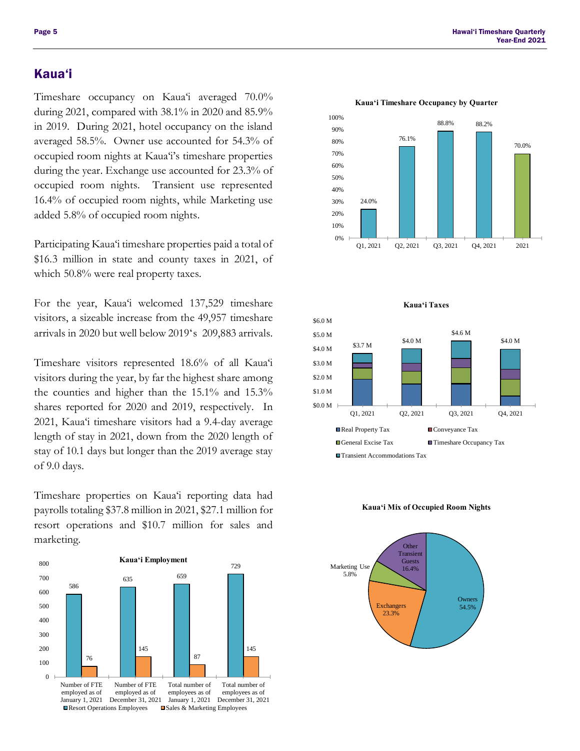## Kauaʻi

Timeshare occupancy on Kauaʻi averaged 70.0% during 2021, compared with 38.1% in 2020 and 85.9% in 2019. During 2021, hotel occupancy on the island averaged 58.5%. Owner use accounted for 54.3% of occupied room nights at Kauaʻi's timeshare properties during the year. Exchange use accounted for 23.3% of occupied room nights. Transient use represented 16.4% of occupied room nights, while Marketing use added 5.8% of occupied room nights.

Participating Kauaʻi timeshare properties paid a total of $16.3 million in state and county taxes in 2021, of which 50.8% were real property taxes.

For the year, Kauaʻi welcomed 137,529 timeshare visitors, a sizeable increase from the 49,957 timeshare arrivals in 2020 but well below 2019's 209,883 arrivals.

Timeshare visitors represented 18.6% of all Kauaʻi visitors during the year, by far the highest share among the counties and higher than the 15.1% and 15.3% shares reported for 2020 and 2019, respectively. In 2021, Kauaʻi timeshare visitors had a 9.4-day average length of stay in 2021, down from the 2020 length of stay of 10.1 days but longer than the 2019 average stay of 9.0 days.

Timeshare properties on Kauaʻi reporting data had payrolls totaling $37.8 million in 2021, $27.1 million for resort operations and $10.7 million for sales and marketing.

**Kauaʻi Employment**

| | Resort Operations Employees | Sales & Marketing Employees |
|---|---|---|
| Number of FTE employed as of January 1, 2021 | 586 | 76 |
| Number of FTE employed as of December 31, 2021 | 635 | 145 |
| Total number of employees as of January 1, 2021 | 659 | 87 |
| Total number of employees as of December 31, 2021 | 729 | 145 |

**Kauaʻi Timeshare Occupancy by Quarter**

| Q1, 2021 | Q2, 2021 | Q3, 2021 | Q4, 2021 | 2021 |
|---|---|---|---|---|
| 24.0% | 76.1% | 88.8% | 88.2% | 70.0% |

**Kauaʻi Taxes**

| Q1, 2021 | Q2, 2021 | Q3, 2021 | Q4, 2021 |
|---|---|---|---|
| $3.7 M | $4.0 M | $4.6 M | $4.0 M |

Real Property Tax; Conveyance Tax; General Excise Tax; Timeshare Occupancy Tax; Transient Accommodations Tax

**Kauaʻi Mix of Occupied Room Nights**

| Category | Share |
|---|---|
| Owners | 54.5% |
| Exchangers | 23.3% |
| Other Transient Guests | 16.4% |
| Marketing Use | 5.8% |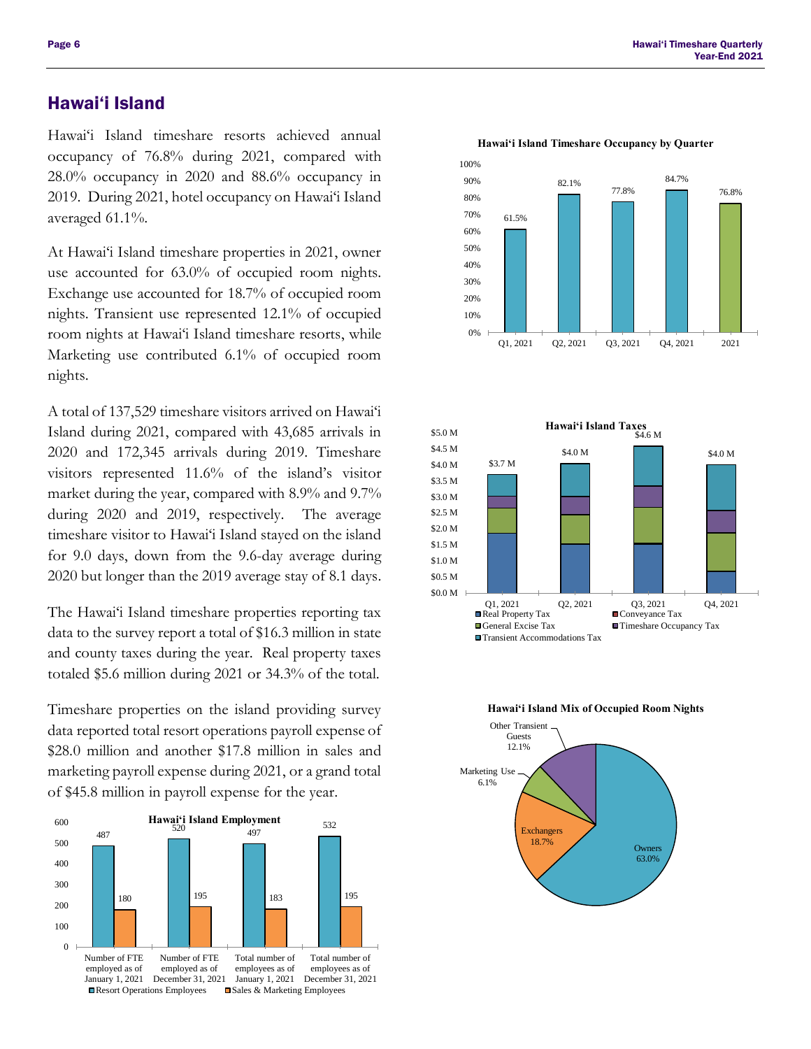## Hawai‘i Island

Hawai‘i Island timeshare resorts achieved annual occupancy of 76.8% during 2021, compared with 28.0% occupancy in 2020 and 88.6% occupancy in 2019. During 2021, hotel occupancy on Hawai‘i Island averaged 61.1%.

At Hawai‘i Island timeshare properties in 2021, owner use accounted for 63.0% of occupied room nights. Exchange use accounted for 18.7% of occupied room nights. Transient use represented 12.1% of occupied room nights at Hawai‘i Island timeshare resorts, while Marketing use contributed 6.1% of occupied room nights.

A total of 137,529 timeshare visitors arrived on Hawai‘i Island during 2021, compared with 43,685 arrivals in 2020 and 172,345 arrivals during 2019. Timeshare visitors represented 11.6% of the island's visitor market during the year, compared with 8.9% and 9.7% during 2020 and 2019, respectively. The average timeshare visitor to Hawai‘i Island stayed on the island for 9.0 days, down from the 9.6-day average during 2020 but longer than the 2019 average stay of 8.1 days.

The Hawai‘i Island timeshare properties reporting tax data to the survey report a total of $16.3 million in state and county taxes during the year. Real property taxes totaled $5.6 million during 2021 or 34.3% of the total.

Timeshare properties on the island providing survey data reported total resort operations payroll expense of $28.0 million and another $17.8 million in sales and marketing payroll expense during 2021, or a grand total of $45.8 million in payroll expense for the year.

**Hawai‘i Island Employment**

| | Resort Operations Employees | Sales & Marketing Employees |
|---|---|---|
| Number of FTE employed as of January 1, 2021 | 487 | 180 |
| Number of FTE employed as of December 31, 2021 | 520 | 195 |
| Total number of employees as of January 1, 2021 | 497 | 183 |
| Total number of employees as of December 31, 2021 | 532 | 195 |

**Hawai‘i Island Timeshare Occupancy by Quarter**

| Period | Occupancy |
|---|---|
| Q1, 2021 | 61.5% |
| Q2, 2021 | 82.1% |
| Q3, 2021 | 77.8% |
| Q4, 2021 | 84.7% |
| 2021 | 76.8% |

**Hawai‘i Island Taxes**

| Quarter | Total |
|---|---|
| Q1, 2021 | $3.7 M |
| Q2, 2021 | $4.0 M |
| Q3, 2021 | $4.6 M |
| Q4, 2021 | $4.0 M |

Real Property Tax; Conveyance Tax; General Excise Tax; Timeshare Occupancy Tax; Transient Accommodations Tax

**Hawai‘i Island Mix of Occupied Room Nights**

| Category | Share |
|---|---|
| Owners | 63.0% |
| Exchangers | 18.7% |
| Other Transient Guests | 12.1% |
| Marketing Use | 6.1% |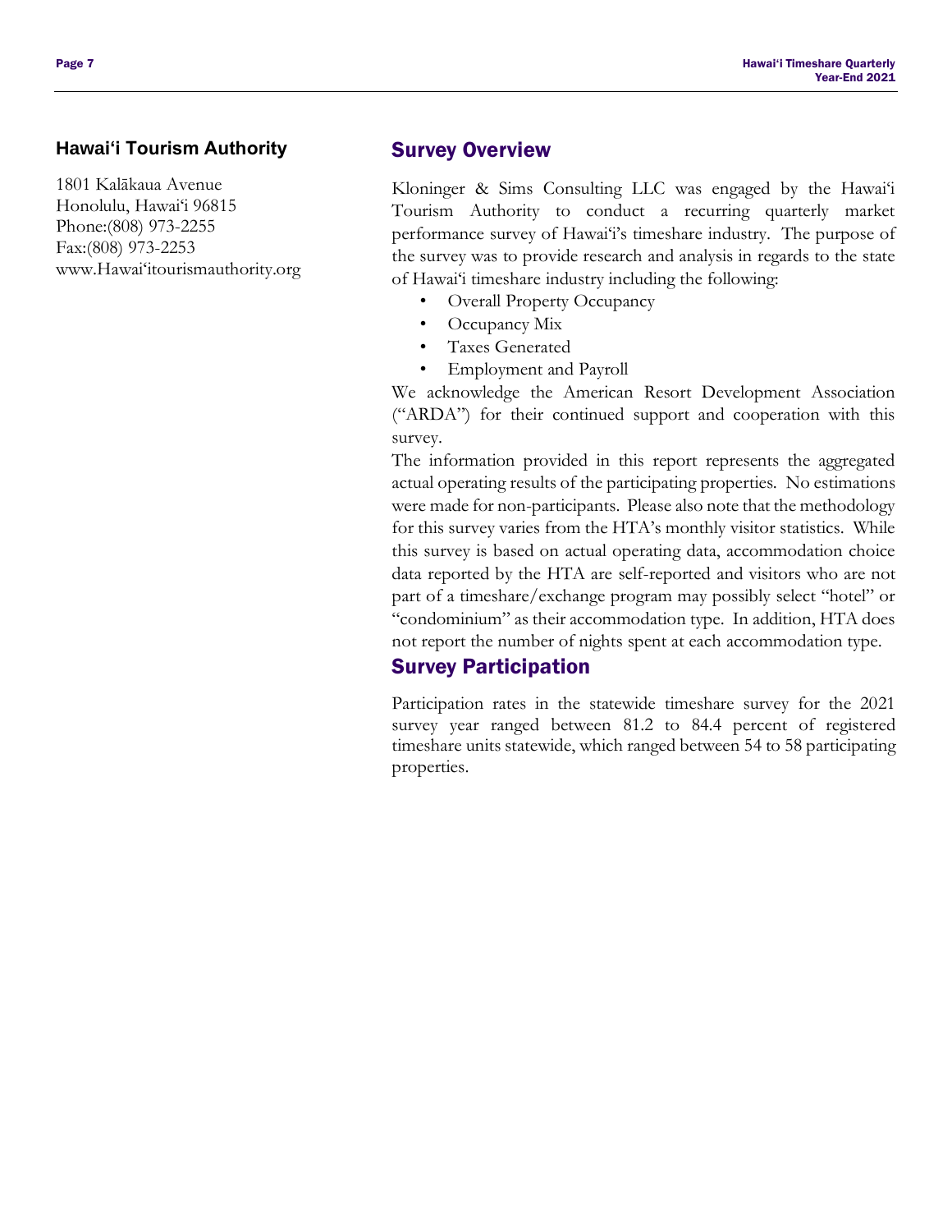### Hawai‘i Tourism Authority

1801 Kalākaua Avenue
Honolulu, Hawai‘i 96815
Phone:(808) 973-2255
Fax:(808) 973-2253
www.Hawai‘itourismauthority.org

## Survey Overview

Kloninger & Sims Consulting LLC was engaged by the Hawai‘i Tourism Authority to conduct a recurring quarterly market performance survey of Hawai‘i's timeshare industry. The purpose of the survey was to provide research and analysis in regards to the state of Hawai‘i timeshare industry including the following:

- Overall Property Occupancy
- Occupancy Mix
- Taxes Generated
- Employment and Payroll

We acknowledge the American Resort Development Association ("ARDA") for their continued support and cooperation with this survey.

The information provided in this report represents the aggregated actual operating results of the participating properties. No estimations were made for non-participants. Please also note that the methodology for this survey varies from the HTA's monthly visitor statistics. While this survey is based on actual operating data, accommodation choice data reported by the HTA are self-reported and visitors who are not part of a timeshare/exchange program may possibly select "hotel" or "condominium" as their accommodation type. In addition, HTA does not report the number of nights spent at each accommodation type.

## Survey Participation

Participation rates in the statewide timeshare survey for the 2021 survey year ranged between 81.2 to 84.4 percent of registered timeshare units statewide, which ranged between 54 to 58 participating properties.